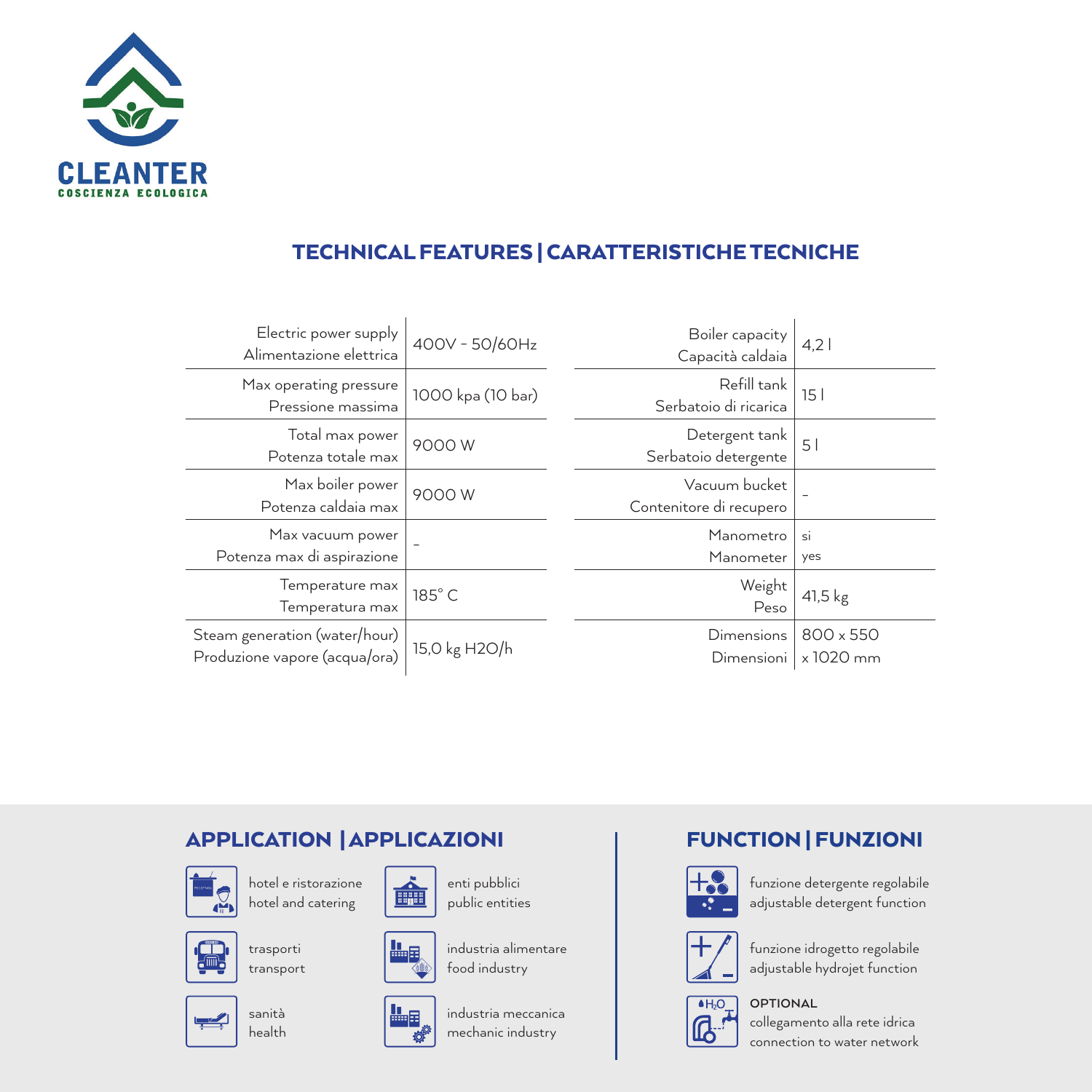**CLEANTER**
COSCIENZA ECOLOGICA

## TECHNICAL FEATURES | CARATTERISTICHE TECNICHE

| | |
|---|---|
| Electric power supply / Alimentazione elettrica | 400V - 50/60Hz |
| Max operating pressure / Pressione massima | 1000 kpa (10 bar) |
| Total max power / Potenza totale max | 9000 W |
| Max boiler power / Potenza caldaia max | 9000 W |
| Max vacuum power / Potenza max di aspirazione | – |
| Temperature max / Temperatura max | 185° C |
| Steam generation (water/hour) / Produzione vapore (acqua/ora) | 15,0 kg H2O/h |

| | |
|---|---|
| Boiler capacity / Capacità caldaia | 4,2 l |
| Refill tank / Serbatoio di ricarica | 15 l |
| Detergent tank / Serbatoio detergente | 5 l |
| Vacuum bucket / Contenitore di recupero | – |
| Manometro / Manometer | si / yes |
| Weight / Peso | 41,5 kg |
| Dimensions / Dimensioni | 800 x 550 x 1020 mm |

## APPLICATION | APPLICAZIONI

- hotel e ristorazione / hotel and catering
- enti pubblici / public entities
- trasporti / transport
- industria alimentare / food industry
- sanità / health
- industria meccanica / mechanic industry

## FUNCTION | FUNZIONI

- funzione detergente regolabile / adjustable detergent function
- funzione idrogetto regolabile / adjustable hydrojet function
- **OPTIONAL** collegamento alla rete idrica / connection to water network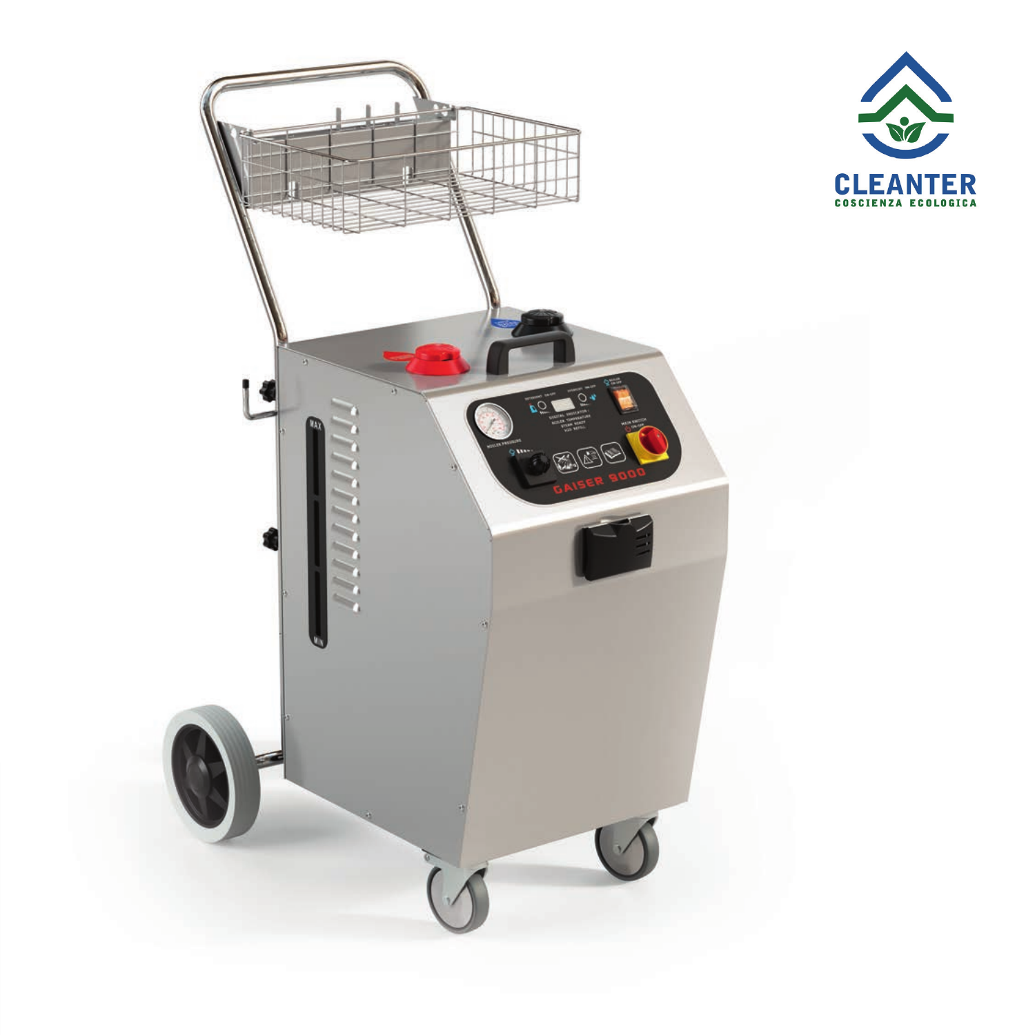**CLEANTER**
COSCIENZA ECOLOGICA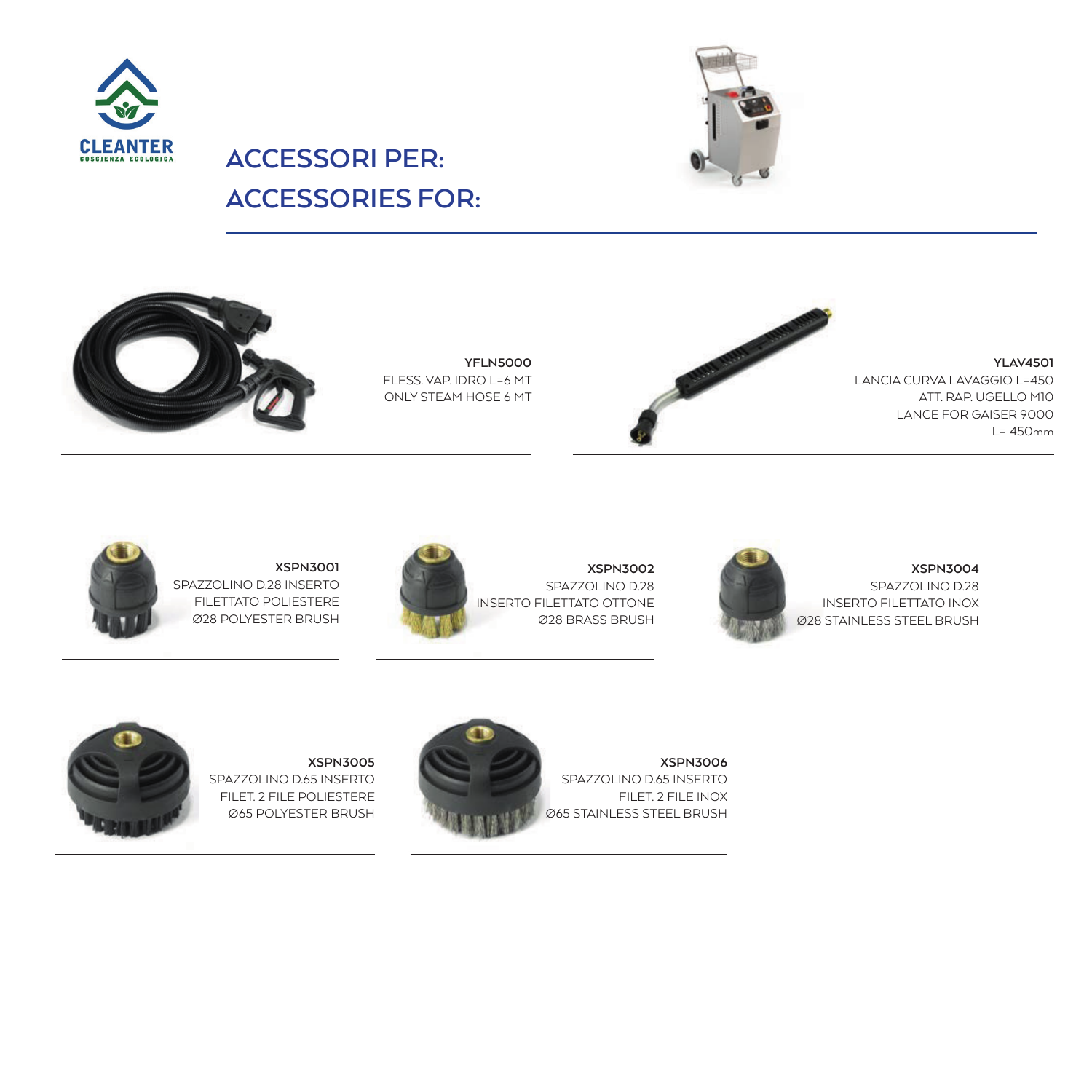CLEANTER
COSCIENZA ECOLOGICA

# ACCESSORI PER:
# ACCESSORIES FOR:

**YFLN5000**
FLESS. VAP. IDRO L=6 MT
ONLY STEAM HOSE 6 MT

**YLAV4501**
LANCIA CURVA LAVAGGIO L=450
ATT. RAP. UGELLO M10
LANCE FOR GAISER 9000
L= 450mm

**XSPN3001**
SPAZZOLINO D.28 INSERTO
FILETTATO POLIESTERE
Ø28 POLYESTER BRUSH

**XSPN3002**
SPAZZOLINO D.28
INSERTO FILETTATO OTTONE
Ø28 BRASS BRUSH

**XSPN3004**
SPAZZOLINO D.28
INSERTO FILETTATO INOX
Ø28 STAINLESS STEEL BRUSH

**XSPN3005**
SPAZZOLINO D.65 INSERTO
FILET. 2 FILE POLIESTERE
Ø65 POLYESTER BRUSH

**XSPN3006**
SPAZZOLINO D.65 INSERTO
FILET. 2 FILE INOX
Ø65 STAINLESS STEEL BRUSH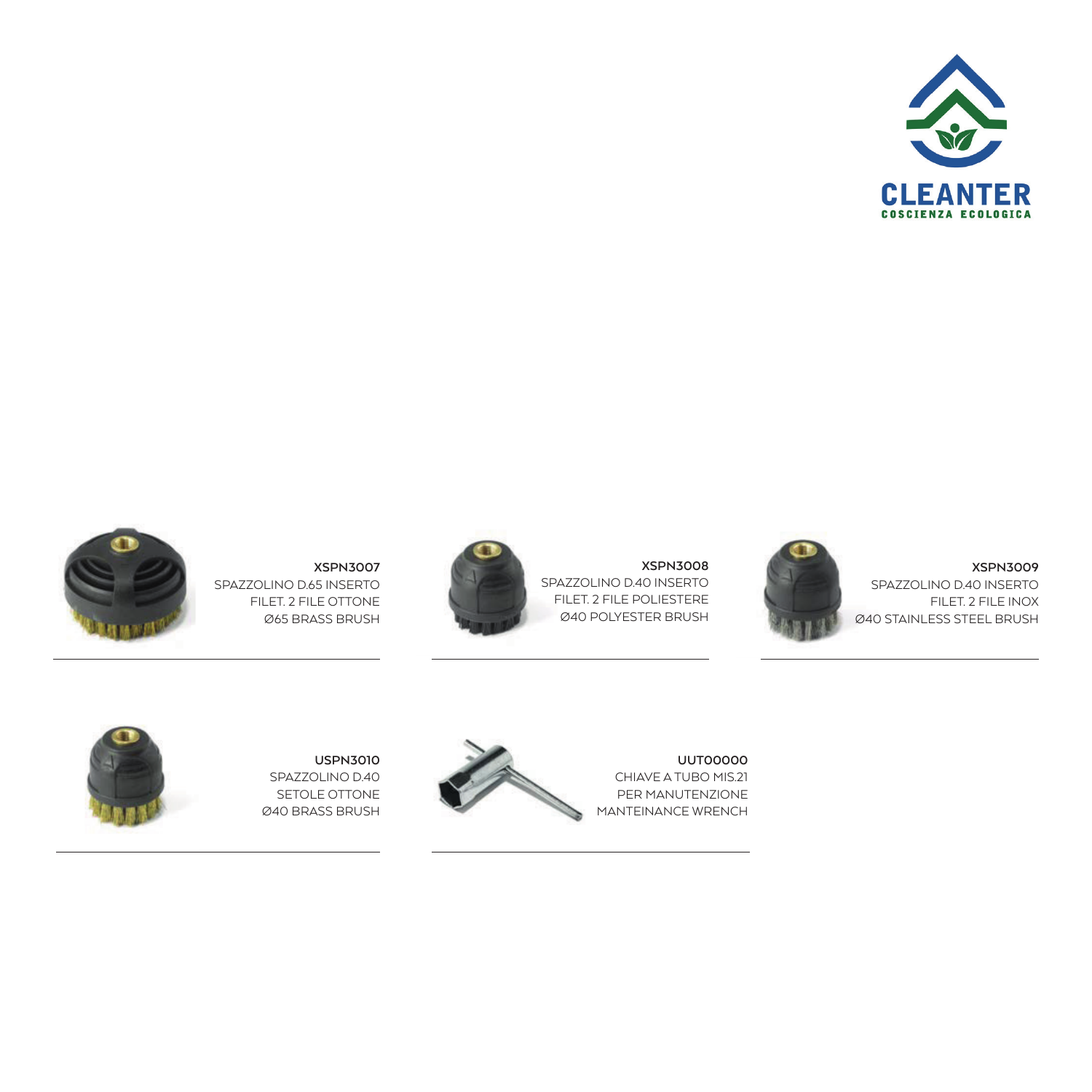CLEANTER

COSCIENZA ECOLOGICA

**XSPN3007**
SPAZZOLINO D.65 INSERTO
FILET. 2 FILE OTTONE
Ø65 BRASS BRUSH

**XSPN3008**
SPAZZOLINO D.40 INSERTO
FILET. 2 FILE POLIESTERE
Ø40 POLYESTER BRUSH

**XSPN3009**
SPAZZOLINO D.40 INSERTO
FILET. 2 FILE INOX
Ø40 STAINLESS STEEL BRUSH

**USPN3010**
SPAZZOLINO D.40
SETOLE OTTONE
Ø40 BRASS BRUSH

**UUT00000**
CHIAVE A TUBO MIS.21
PER MANUTENZIONE
MANTEINANCE WRENCH